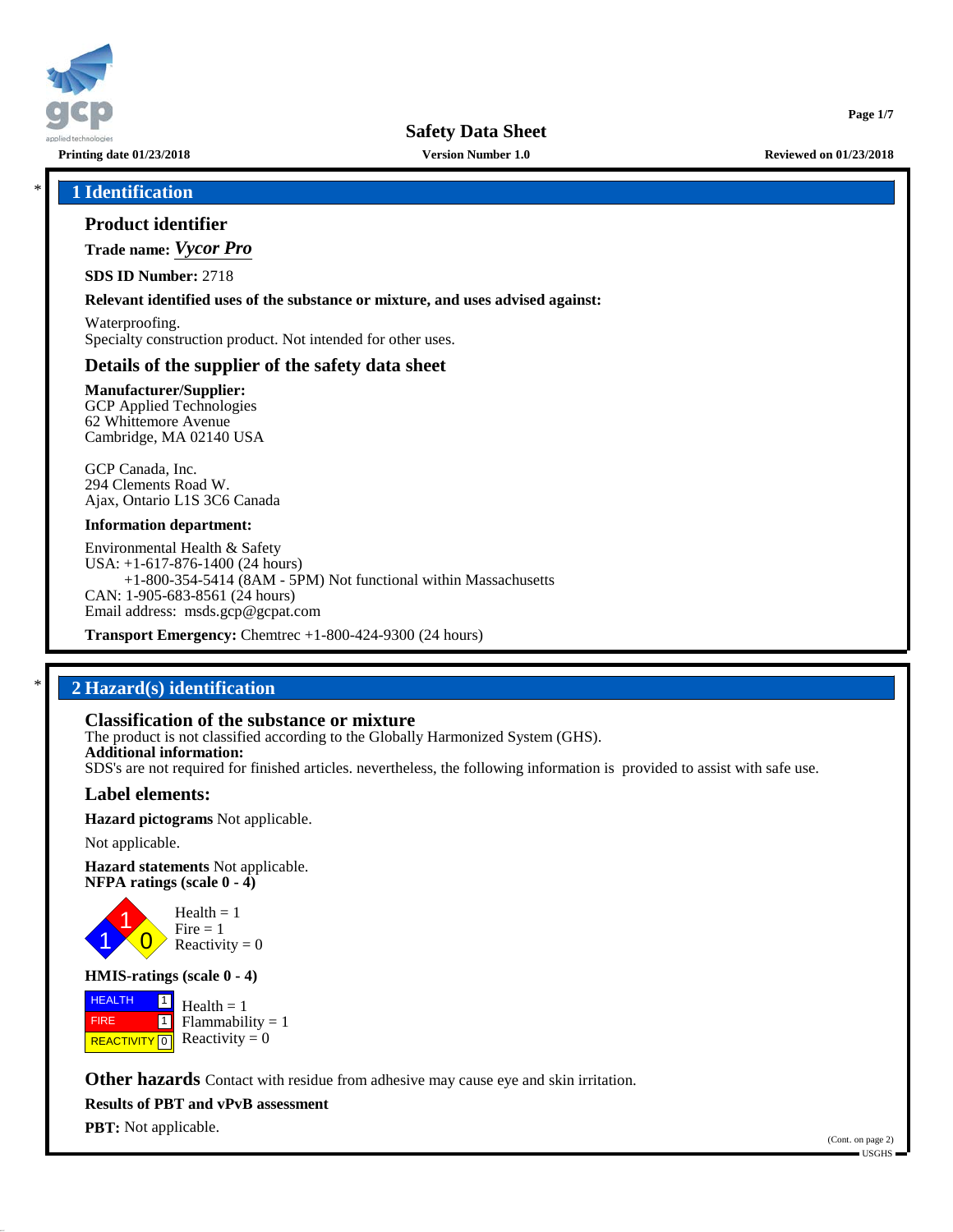# Safety Data Sheet

**Printing date 01/23/2018** | **Version Number 1.0** | **Reviewed on 01/23/2018**

## * 1 Identification

### Product identifier

**Trade name:** ***Vycor Pro***

**SDS ID Number:** 2718

**Relevant identified uses of the substance or mixture, and uses advised against:**

Waterproofing.
Specialty construction product. Not intended for other uses.

### Details of the supplier of the safety data sheet

**Manufacturer/Supplier:**
GCP Applied Technologies
62 Whittemore Avenue
Cambridge, MA 02140 USA

GCP Canada, Inc.
294 Clements Road W.
Ajax, Ontario L1S 3C6 Canada

**Information department:**

Environmental Health & Safety
USA: +1-617-876-1400 (24 hours)
+1-800-354-5414 (8AM - 5PM) Not functional within Massachusetts
CAN: 1-905-683-8561 (24 hours)
Email address: msds.gcp@gcpat.com

**Transport Emergency:** Chemtrec +1-800-424-9300 (24 hours)

## * 2 Hazard(s) identification

### Classification of the substance or mixture

The product is not classified according to the Globally Harmonized System (GHS).
**Additional information:**
SDS's are not required for finished articles. nevertheless, the following information is provided to assist with safe use.

### Label elements:

**Hazard pictograms** Not applicable.

Not applicable.

**Hazard statements** Not applicable.
**NFPA ratings (scale 0 - 4)**

Health = 1
Fire = 1
Reactivity = 0

**HMIS-ratings (scale 0 - 4)**

| | | |
|---|---|---|
| HEALTH | 1 | Health = 1 |
| FIRE | 1 | Flammability = 1 |
| REACTIVITY | 0 | Reactivity = 0 |

**Other hazards** Contact with residue from adhesive may cause eye and skin irritation.

**Results of PBT and vPvB assessment**

**PBT:** Not applicable.

(Cont. on page 2)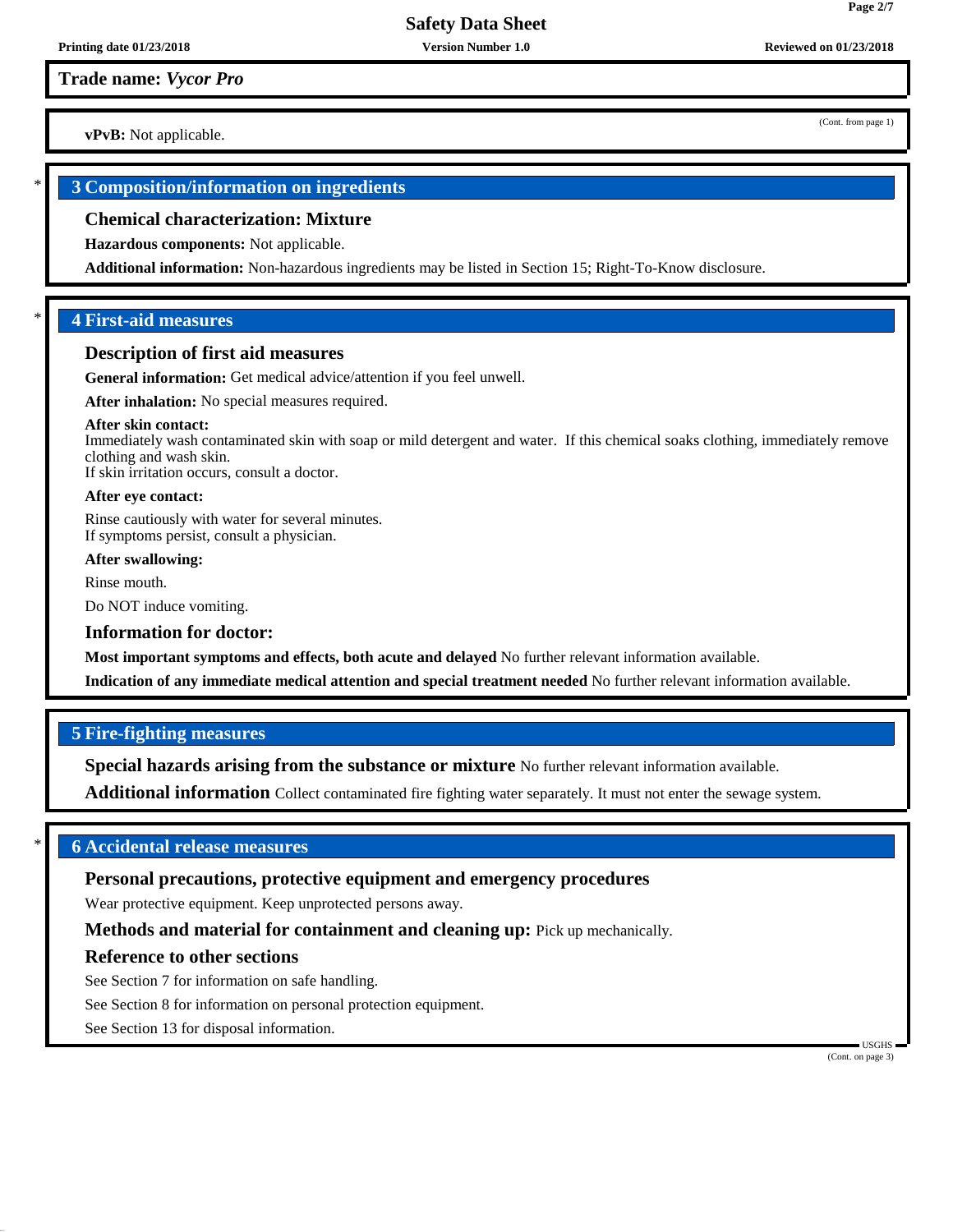**Trade name:** ***Vycor Pro***

(Cont. from page 1)

**vPvB:** Not applicable.

## 3 Composition/information on ingredients

### Chemical characterization: Mixture

**Hazardous components:** Not applicable.

**Additional information:** Non-hazardous ingredients may be listed in Section 15; Right-To-Know disclosure.

## 4 First-aid measures

### Description of first aid measures

**General information:** Get medical advice/attention if you feel unwell.

**After inhalation:** No special measures required.

**After skin contact:**
Immediately wash contaminated skin with soap or mild detergent and water. If this chemical soaks clothing, immediately remove clothing and wash skin.
If skin irritation occurs, consult a doctor.

**After eye contact:**

Rinse cautiously with water for several minutes.
If symptoms persist, consult a physician.

**After swallowing:**

Rinse mouth.

Do NOT induce vomiting.

### Information for doctor:

**Most important symptoms and effects, both acute and delayed** No further relevant information available.

**Indication of any immediate medical attention and special treatment needed** No further relevant information available.

## 5 Fire-fighting measures

**Special hazards arising from the substance or mixture** No further relevant information available.

**Additional information** Collect contaminated fire fighting water separately. It must not enter the sewage system.

## 6 Accidental release measures

### Personal precautions, protective equipment and emergency procedures

Wear protective equipment. Keep unprotected persons away.

**Methods and material for containment and cleaning up:** Pick up mechanically.

### Reference to other sections

See Section 7 for information on safe handling.

See Section 8 for information on personal protection equipment.

See Section 13 for disposal information.

(Cont. on page 3)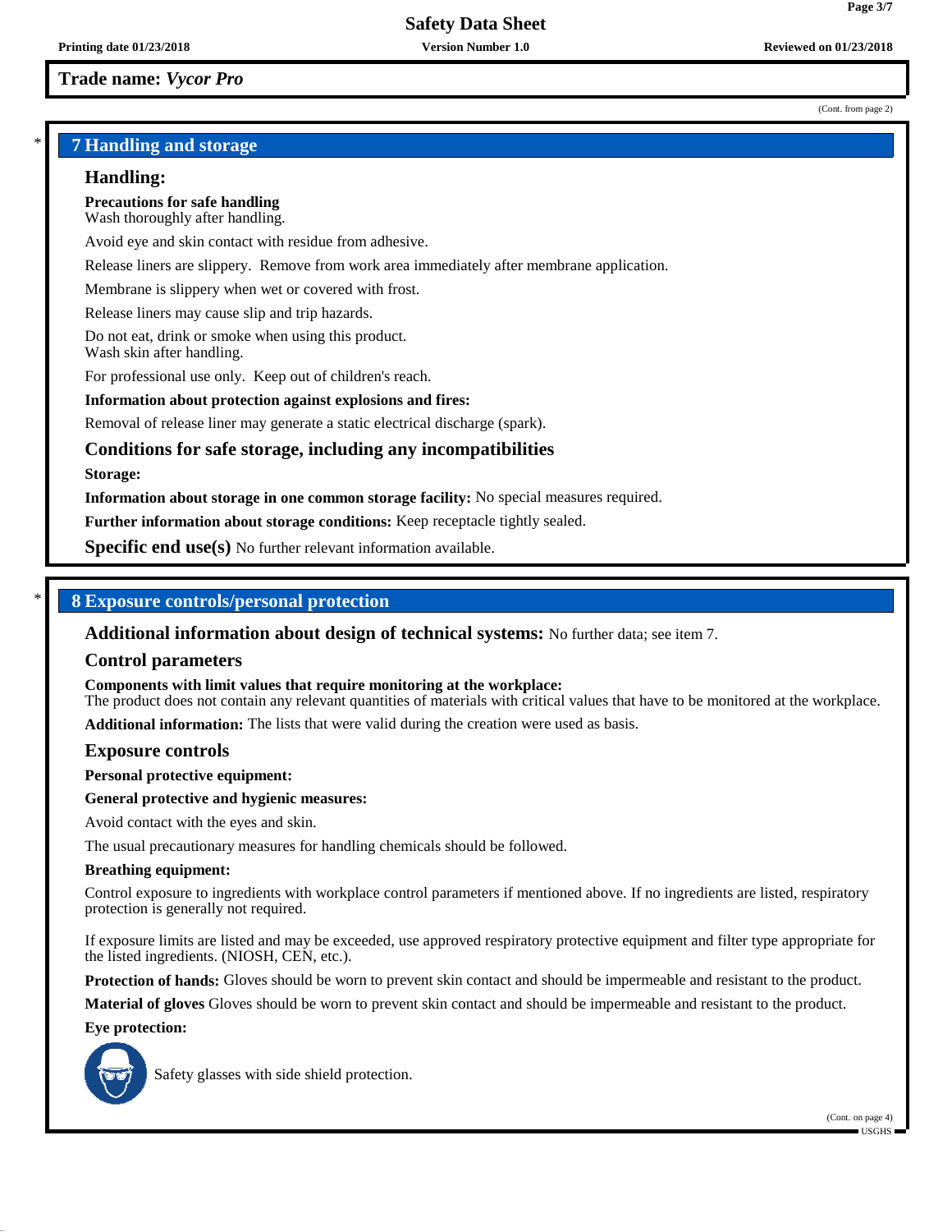**Trade name: *Vycor Pro***

(Cont. from page 2)

## 7 Handling and storage

### Handling:

**Precautions for safe handling**
Wash thoroughly after handling.

Avoid eye and skin contact with residue from adhesive.

Release liners are slippery. Remove from work area immediately after membrane application.

Membrane is slippery when wet or covered with frost.

Release liners may cause slip and trip hazards.

Do not eat, drink or smoke when using this product.
Wash skin after handling.

For professional use only. Keep out of children's reach.

**Information about protection against explosions and fires:**

Removal of release liner may generate a static electrical discharge (spark).

### Conditions for safe storage, including any incompatibilities

**Storage:**

**Information about storage in one common storage facility:** No special measures required.

**Further information about storage conditions:** Keep receptacle tightly sealed.

**Specific end use(s)** No further relevant information available.

## 8 Exposure controls/personal protection

**Additional information about design of technical systems:** No further data; see item 7.

### Control parameters

**Components with limit values that require monitoring at the workplace:**
The product does not contain any relevant quantities of materials with critical values that have to be monitored at the workplace.

**Additional information:** The lists that were valid during the creation were used as basis.

### Exposure controls

**Personal protective equipment:**

**General protective and hygienic measures:**

Avoid contact with the eyes and skin.

The usual precautionary measures for handling chemicals should be followed.

**Breathing equipment:**

Control exposure to ingredients with workplace control parameters if mentioned above. If no ingredients are listed, respiratory protection is generally not required.

If exposure limits are listed and may be exceeded, use approved respiratory protective equipment and filter type appropriate for the listed ingredients. (NIOSH, CEN, etc.).

**Protection of hands:** Gloves should be worn to prevent skin contact and should be impermeable and resistant to the product.

**Material of gloves** Gloves should be worn to prevent skin contact and should be impermeable and resistant to the product.

**Eye protection:**

Safety glasses with side shield protection.

(Cont. on page 4)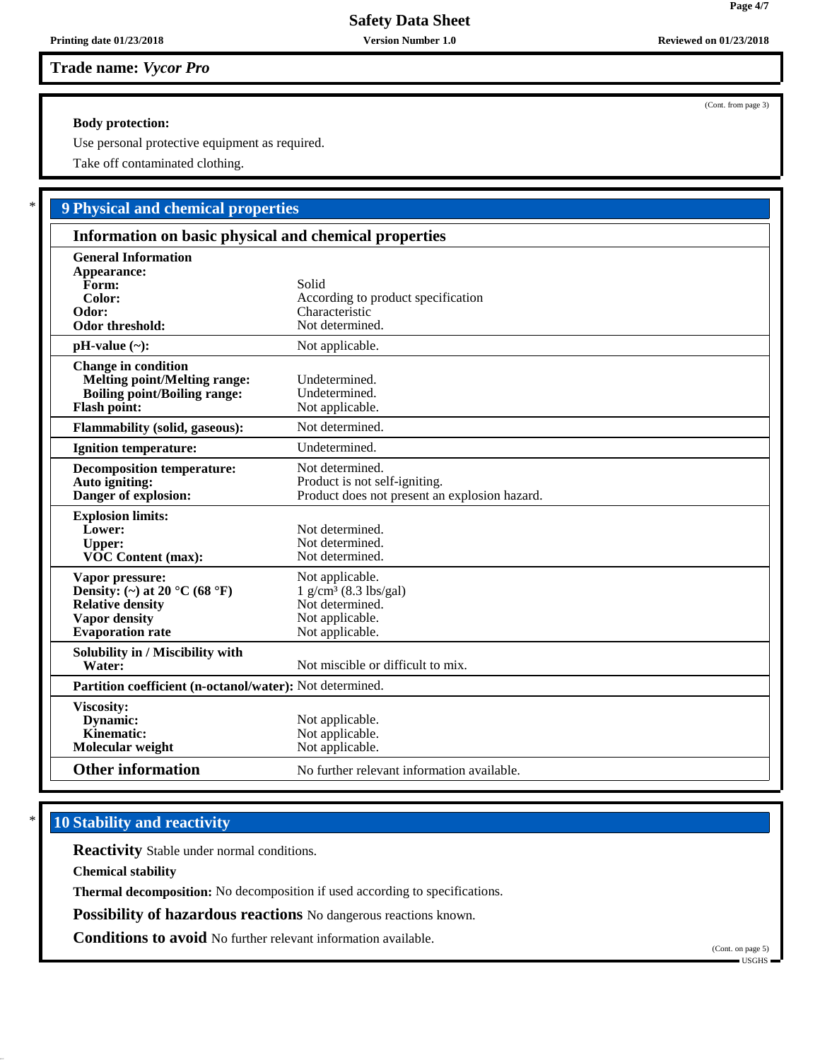**Trade name:** ***Vycor Pro***

(Cont. from page 3)

**Body protection:**

Use personal protective equipment as required.

Take off contaminated clothing.

## * 9 Physical and chemical properties

### Information on basic physical and chemical properties

| | |
|---|---|
| **General Information** | |
| **Appearance:** | |
| **Form:** | Solid |
| **Color:** | According to product specification |
| **Odor:** | Characteristic |
| **Odor threshold:** | Not determined. |
| **pH-value (~):** | Not applicable. |
| **Change in condition** | |
| **Melting point/Melting range:** | Undetermined. |
| **Boiling point/Boiling range:** | Undetermined. |
| **Flash point:** | Not applicable. |
| **Flammability (solid, gaseous):** | Not determined. |
| **Ignition temperature:** | Undetermined. |
| **Decomposition temperature:** | Not determined. |
| **Auto igniting:** | Product is not self-igniting. |
| **Danger of explosion:** | Product does not present an explosion hazard. |
| **Explosion limits:** | |
| **Lower:** | Not determined. |
| **Upper:** | Not determined. |
| **VOC Content (max):** | Not determined. |
| **Vapor pressure:** | Not applicable. |
| **Density: (~) at 20 °C (68 °F)** | 1 g/cm³ (8.3 lbs/gal) |
| **Relative density** | Not determined. |
| **Vapor density** | Not applicable. |
| **Evaporation rate** | Not applicable. |
| **Solubility in / Miscibility with** | |
| **Water:** | Not miscible or difficult to mix. |
| **Partition coefficient (n-octanol/water):** | Not determined. |
| **Viscosity:** | |
| **Dynamic:** | Not applicable. |
| **Kinematic:** | Not applicable. |
| **Molecular weight** | Not applicable. |
| **Other information** | No further relevant information available. |

## * 10 Stability and reactivity

**Reactivity** Stable under normal conditions.

**Chemical stability**

**Thermal decomposition:** No decomposition if used according to specifications.

**Possibility of hazardous reactions** No dangerous reactions known.

**Conditions to avoid** No further relevant information available.

(Cont. on page 5)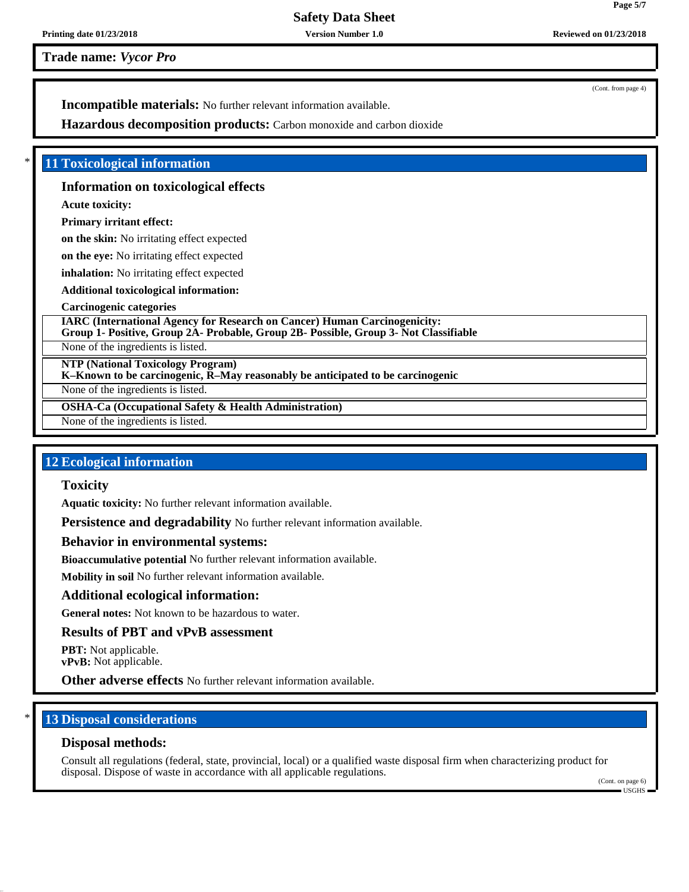**Trade name:** ***Vycor Pro***

(Cont. from page 4)

**Incompatible materials:** No further relevant information available.

**Hazardous decomposition products:** Carbon monoxide and carbon dioxide

## * 11 Toxicological information

### Information on toxicological effects

**Acute toxicity:**

**Primary irritant effect:**

**on the skin:** No irritating effect expected

**on the eye:** No irritating effect expected

**inhalation:** No irritating effect expected

**Additional toxicological information:**

**Carcinogenic categories**

| **IARC (International Agency for Research on Cancer) Human Carcinogenicity: Group 1- Positive, Group 2A- Probable, Group 2B- Possible, Group 3- Not Classifiable** |
|---|
| None of the ingredients is listed. |

| **NTP (National Toxicology Program) K–Known to be carcinogenic, R–May reasonably be anticipated to be carcinogenic** |
|---|
| None of the ingredients is listed. |

| **OSHA-Ca (Occupational Safety & Health Administration)** |
|---|
| None of the ingredients is listed. |

## 12 Ecological information

### Toxicity

**Aquatic toxicity:** No further relevant information available.

**Persistence and degradability** No further relevant information available.

### Behavior in environmental systems:

**Bioaccumulative potential** No further relevant information available.

**Mobility in soil** No further relevant information available.

### Additional ecological information:

**General notes:** Not known to be hazardous to water.

### Results of PBT and vPvB assessment

**PBT:** Not applicable.
**vPvB:** Not applicable.

**Other adverse effects** No further relevant information available.

## * 13 Disposal considerations

### Disposal methods:

Consult all regulations (federal, state, provincial, local) or a qualified waste disposal firm when characterizing product for disposal. Dispose of waste in accordance with all applicable regulations.

(Cont. on page 6)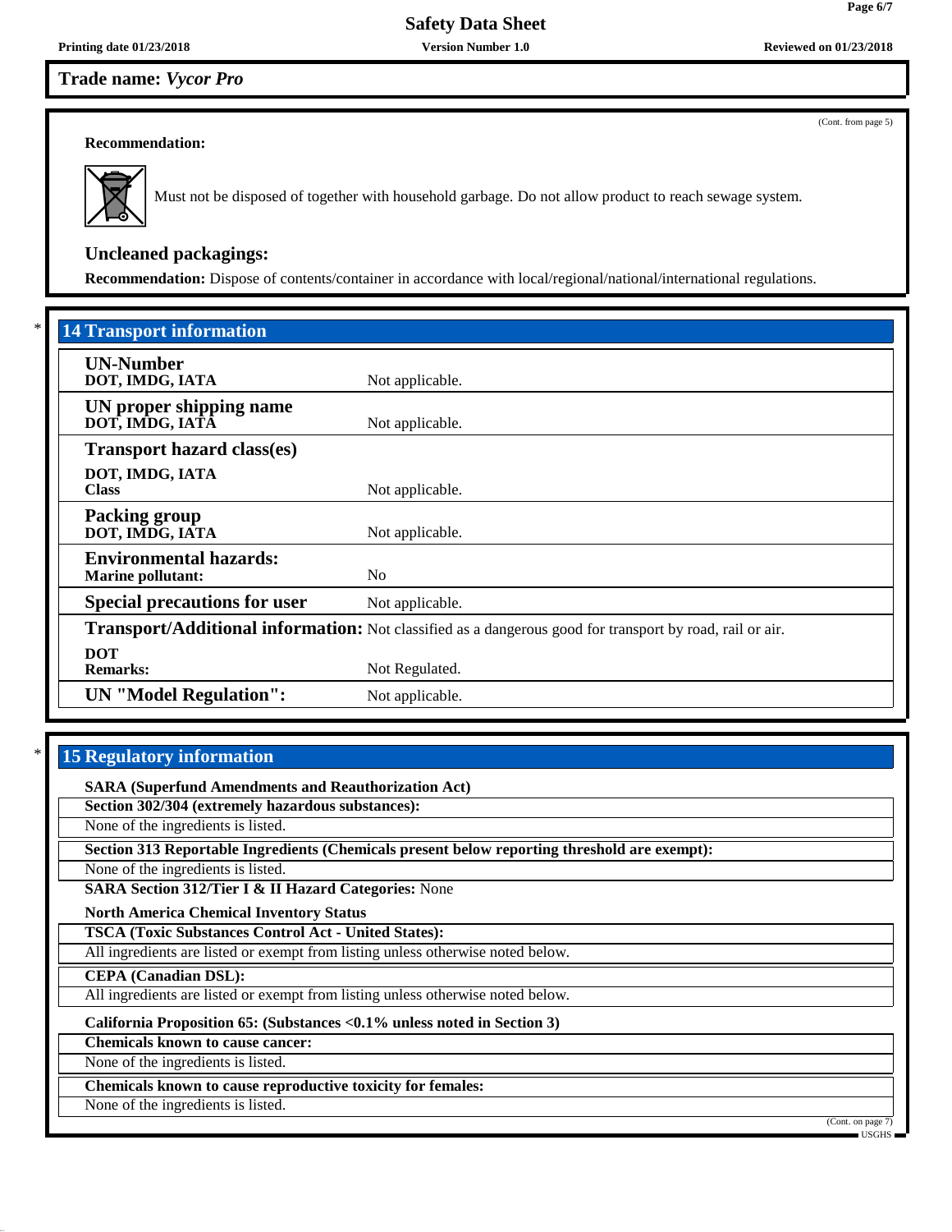Trade name: *Vycor Pro*

(Cont. from page 5)

**Recommendation:**

Must not be disposed of together with household garbage. Do not allow product to reach sewage system.

### Uncleaned packagings:

**Recommendation:** Dispose of contents/container in accordance with local/regional/national/international regulations.

## * 14 Transport information

| | |
|---|---|
| **UN-Number**<br>**DOT, IMDG, IATA** | Not applicable. |
| **UN proper shipping name**<br>**DOT, IMDG, IATA** | Not applicable. |
| **Transport hazard class(es)**<br>**DOT, IMDG, IATA**<br>**Class** | Not applicable. |
| **Packing group**<br>**DOT, IMDG, IATA** | Not applicable. |
| **Environmental hazards:**<br>**Marine pollutant:** | No |
| **Special precautions for user** | Not applicable. |
| **Transport/Additional information:** | Not classified as a dangerous good for transport by road, rail or air. |
| **DOT**<br>**Remarks:** | Not Regulated. |
| **UN "Model Regulation":** | Not applicable. |

## * 15 Regulatory information

**SARA (Superfund Amendments and Reauthorization Act)**

**Section 302/304 (extremely hazardous substances):**

None of the ingredients is listed.

**Section 313 Reportable Ingredients (Chemicals present below reporting threshold are exempt):**

None of the ingredients is listed.

**SARA Section 312/Tier I & II Hazard Categories:** None

**North America Chemical Inventory Status**

**TSCA (Toxic Substances Control Act - United States):**

All ingredients are listed or exempt from listing unless otherwise noted below.

**CEPA (Canadian DSL):**

All ingredients are listed or exempt from listing unless otherwise noted below.

**California Proposition 65: (Substances <0.1% unless noted in Section 3)**

**Chemicals known to cause cancer:**

None of the ingredients is listed.

**Chemicals known to cause reproductive toxicity for females:**

None of the ingredients is listed.

(Cont. on page 7)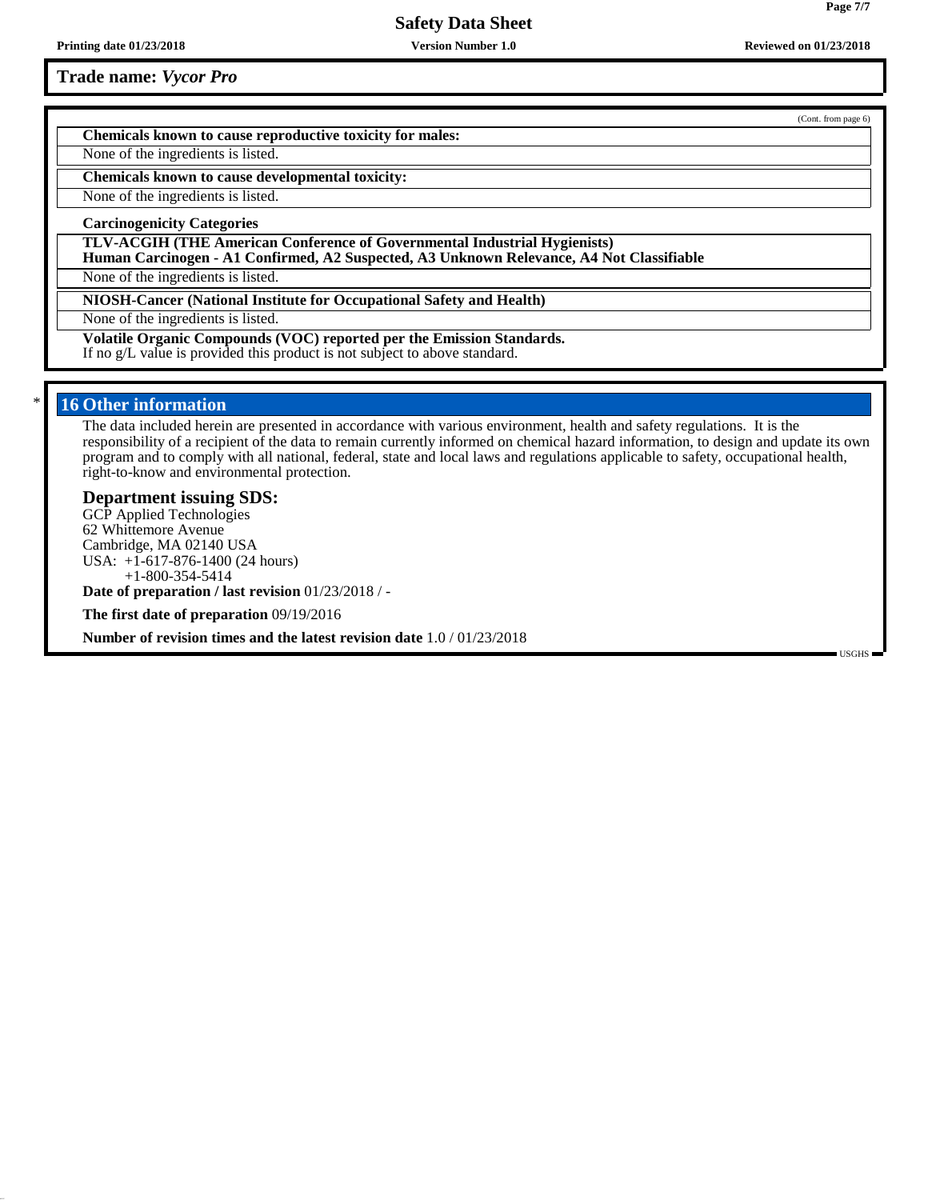**Trade name:** ***Vycor Pro***

(Cont. from page 6)

**Chemicals known to cause reproductive toxicity for males:**

None of the ingredients is listed.

**Chemicals known to cause developmental toxicity:**

None of the ingredients is listed.

**Carcinogenicity Categories**

**TLV-ACGIH (THE American Conference of Governmental Industrial Hygienists)**
**Human Carcinogen - A1 Confirmed, A2 Suspected, A3 Unknown Relevance, A4 Not Classifiable**

None of the ingredients is listed.

**NIOSH-Cancer (National Institute for Occupational Safety and Health)**

None of the ingredients is listed.

**Volatile Organic Compounds (VOC) reported per the Emission Standards.**
If no g/L value is provided this product is not subject to above standard.

## * 16 Other information

The data included herein are presented in accordance with various environment, health and safety regulations. It is the responsibility of a recipient of the data to remain currently informed on chemical hazard information, to design and update its own program and to comply with all national, federal, state and local laws and regulations applicable to safety, occupational health, right-to-know and environmental protection.

### Department issuing SDS:

GCP Applied Technologies
62 Whittemore Avenue
Cambridge, MA 02140 USA
USA: +1-617-876-1400 (24 hours)
+1-800-354-5414

**Date of preparation / last revision** 01/23/2018 / -

**The first date of preparation** 09/19/2016

**Number of revision times and the latest revision date** 1.0 / 01/23/2018